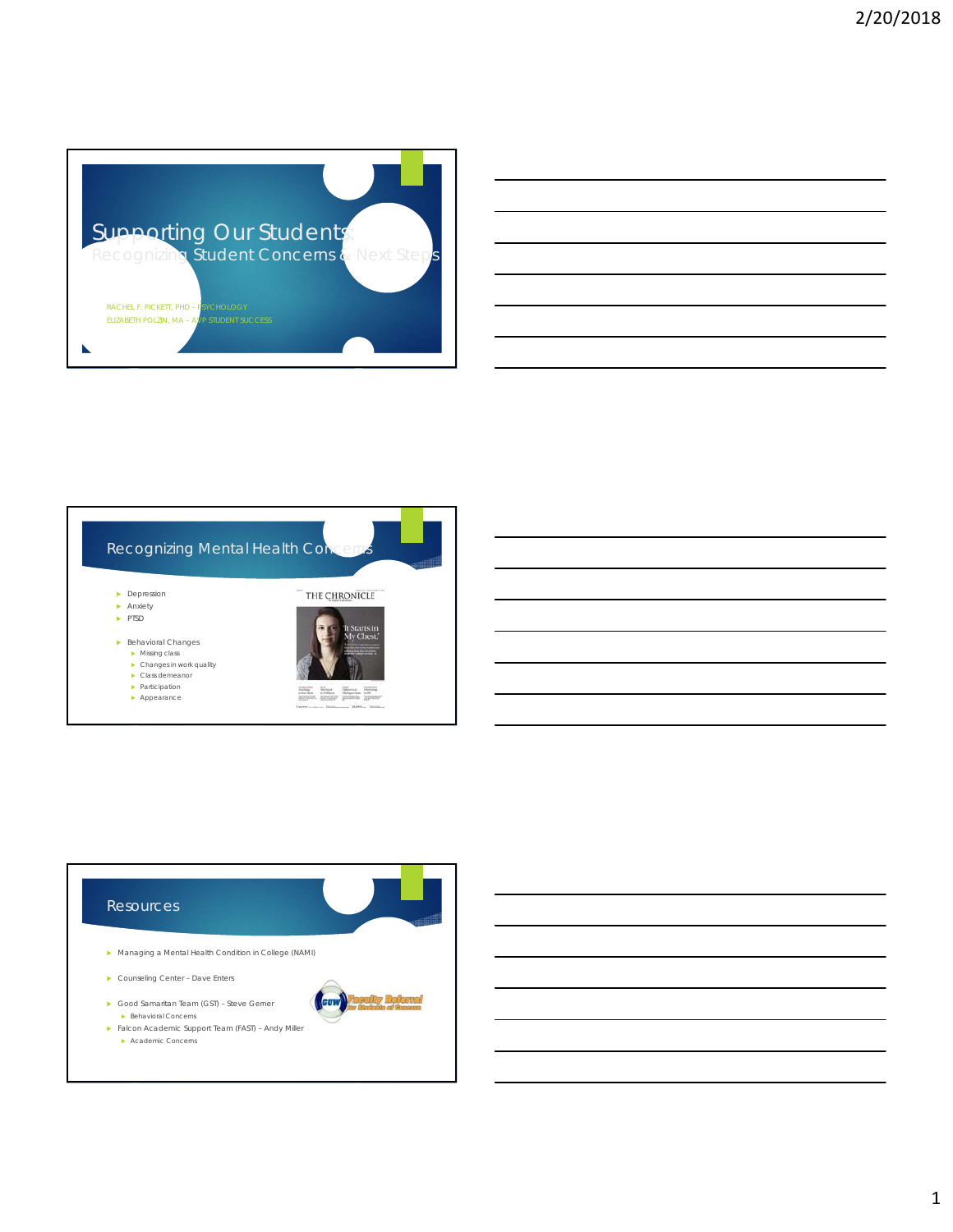# Supporting Our Students:

## Recognizing Student Concerns & Next Steps

RACHEL F. PICKETT, PHD – PSYCHOLOGY

ELIZABETH POLZIN, MA – AVP STUDENT SUCCESS

## Recognizing Mental Health Concerns

- Depression
- Anxiety
- PTSD
- Behavioral Changes
  - Missing class
  - Changes in work quality
  - Class demeanor
  - Participation
  - Appearance

## Resources

- Managing a Mental Health Condition in College (NAMI)
- Counseling Center – Dave Enters
- Good Samaritan Team (GST) – Steve Gerner
  - Behavioral Concerns
- Falcon Academic Support Team (FAST) – Andy Miller
  - Academic Concerns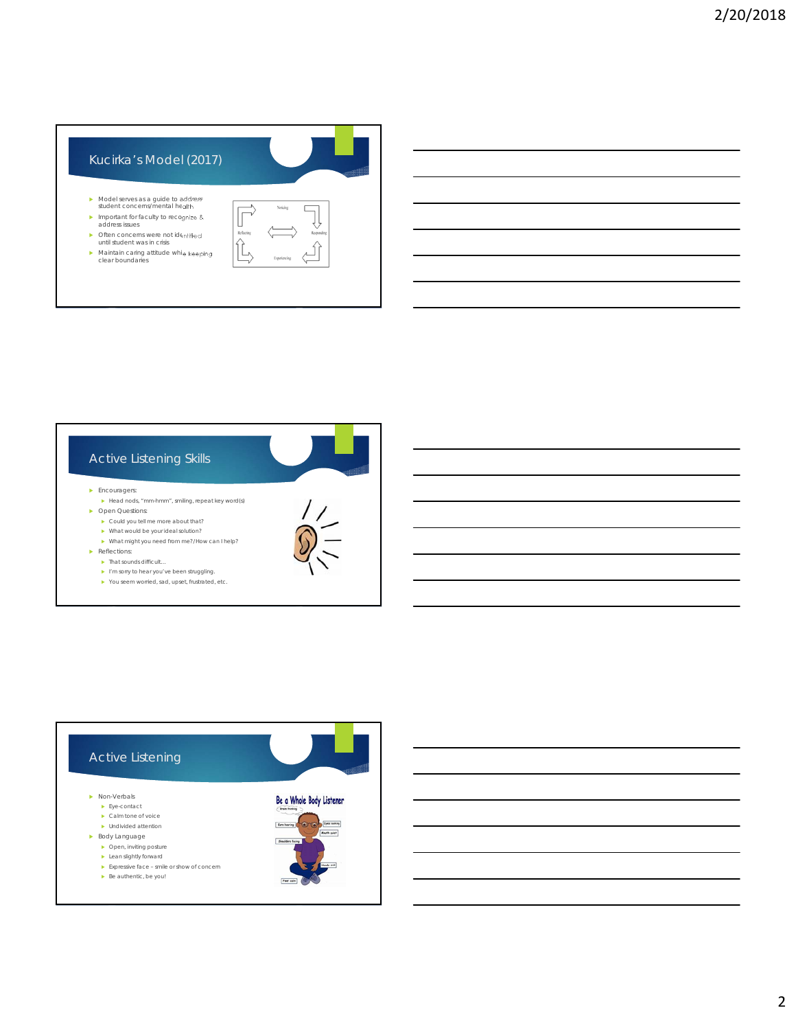## Kucirka's Model (2017)

- Model serves as a guide to address student concerns/mental health
- Important for faculty to recognize & address issues
- Often concerns were not identified until student was in crisis
- Maintain caring attitude while keeping clear boundaries

Noticing

Reflecting

Responding

Experiencing

## Active Listening Skills

- Encouragers:
  - Head nods, "mm-hmm", smiling, repeat key word(s)
- Open Questions:
  - Could you tell me more about that?
  - What would be your ideal solution?
  - What might you need from me?/How can I help?
- Reflections:
  - That sounds difficult…
  - I'm sorry to hear you've been struggling.
  - You seem worried, sad, upset, frustrated, etc.

## Active Listening

- Non-Verbals
  - Eye-contact
  - Calm tone of voice
  - Undivided attention
- Body Language
  - Open, inviting posture
  - Lean slightly forward
  - Expressive face – smile or show of concern
  - Be authentic, be you!

Be a Whole Body Listener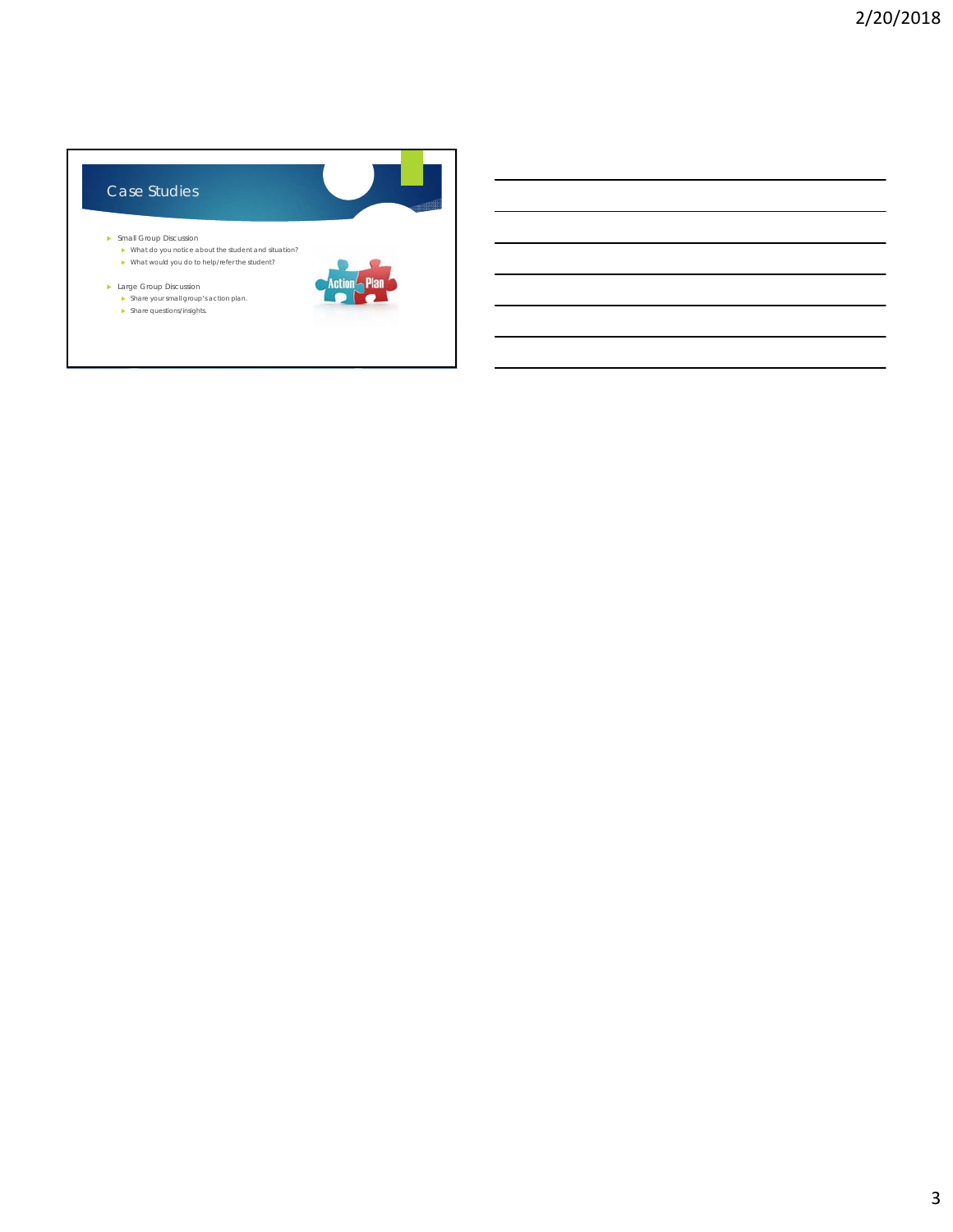## Case Studies

- Small Group Discussion
  - What do you notice about the student and situation?
  - What would you do to help/refer the student?
- Large Group Discussion
  - Share your small group's action plan.
  - Share questions/insights.

Action Plan